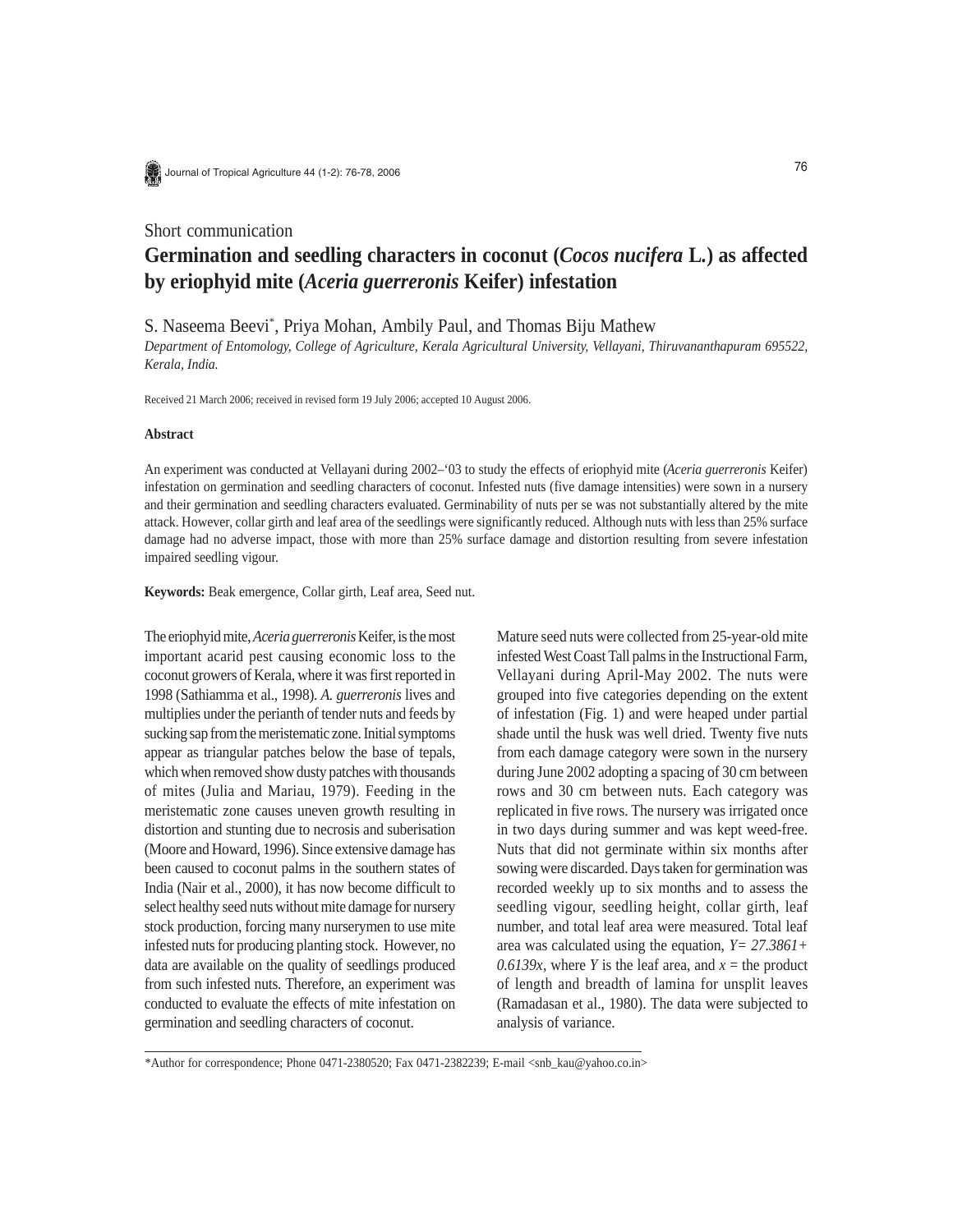Short communication

# Germination and seedling characters in coconut (*Cocos nucifera* L.) as affected by eriophyid mite (*Aceria guerreronis* Keifer) infestation

S. Naseema Beevi*, Priya Mohan, Ambily Paul, and Thomas Biju Mathew

*Department of Entomology, College of Agriculture, Kerala Agricultural University, Vellayani, Thiruvananthapuram 695522, Kerala, India.*

Received 21 March 2006; received in revised form 19 July 2006; accepted 10 August 2006.

## Abstract

An experiment was conducted at Vellayani during 2002–'03 to study the effects of eriophyid mite (*Aceria guerreronis* Keifer) infestation on germination and seedling characters of coconut. Infested nuts (five damage intensities) were sown in a nursery and their germination and seedling characters evaluated. Germinability of nuts per se was not substantially altered by the mite attack. However, collar girth and leaf area of the seedlings were significantly reduced. Although nuts with less than 25% surface damage had no adverse impact, those with more than 25% surface damage and distortion resulting from severe infestation impaired seedling vigour.

**Keywords:** Beak emergence, Collar girth, Leaf area, Seed nut.

The eriophyid mite, *Aceria guerreronis* Keifer, is the most important acarid pest causing economic loss to the coconut growers of Kerala, where it was first reported in 1998 (Sathiamma et al., 1998). *A. guerreronis* lives and multiplies under the perianth of tender nuts and feeds by sucking sap from the meristematic zone. Initial symptoms appear as triangular patches below the base of tepals, which when removed show dusty patches with thousands of mites (Julia and Mariau, 1979). Feeding in the meristematic zone causes uneven growth resulting in distortion and stunting due to necrosis and suberisation (Moore and Howard, 1996). Since extensive damage has been caused to coconut palms in the southern states of India (Nair et al., 2000), it has now become difficult to select healthy seed nuts without mite damage for nursery stock production, forcing many nurserymen to use mite infested nuts for producing planting stock. However, no data are available on the quality of seedlings produced from such infested nuts. Therefore, an experiment was conducted to evaluate the effects of mite infestation on germination and seedling characters of coconut.

Mature seed nuts were collected from 25-year-old mite infested West Coast Tall palms in the Instructional Farm, Vellayani during April-May 2002. The nuts were grouped into five categories depending on the extent of infestation (Fig. 1) and were heaped under partial shade until the husk was well dried. Twenty five nuts from each damage category were sown in the nursery during June 2002 adopting a spacing of 30 cm between rows and 30 cm between nuts. Each category was replicated in five rows. The nursery was irrigated once in two days during summer and was kept weed-free. Nuts that did not germinate within six months after sowing were discarded. Days taken for germination was recorded weekly up to six months and to assess the seedling vigour, seedling height, collar girth, leaf number, and total leaf area were measured. Total leaf area was calculated using the equation, $Y = 27.3861 + 0.6139x$, where $Y$ is the leaf area, and $x$ = the product of length and breadth of lamina for unsplit leaves (Ramadasan et al., 1980). The data were subjected to analysis of variance.

*Author for correspondence; Phone 0471-2380520; Fax 0471-2382239; E-mail <snb_kau@yahoo.co.in>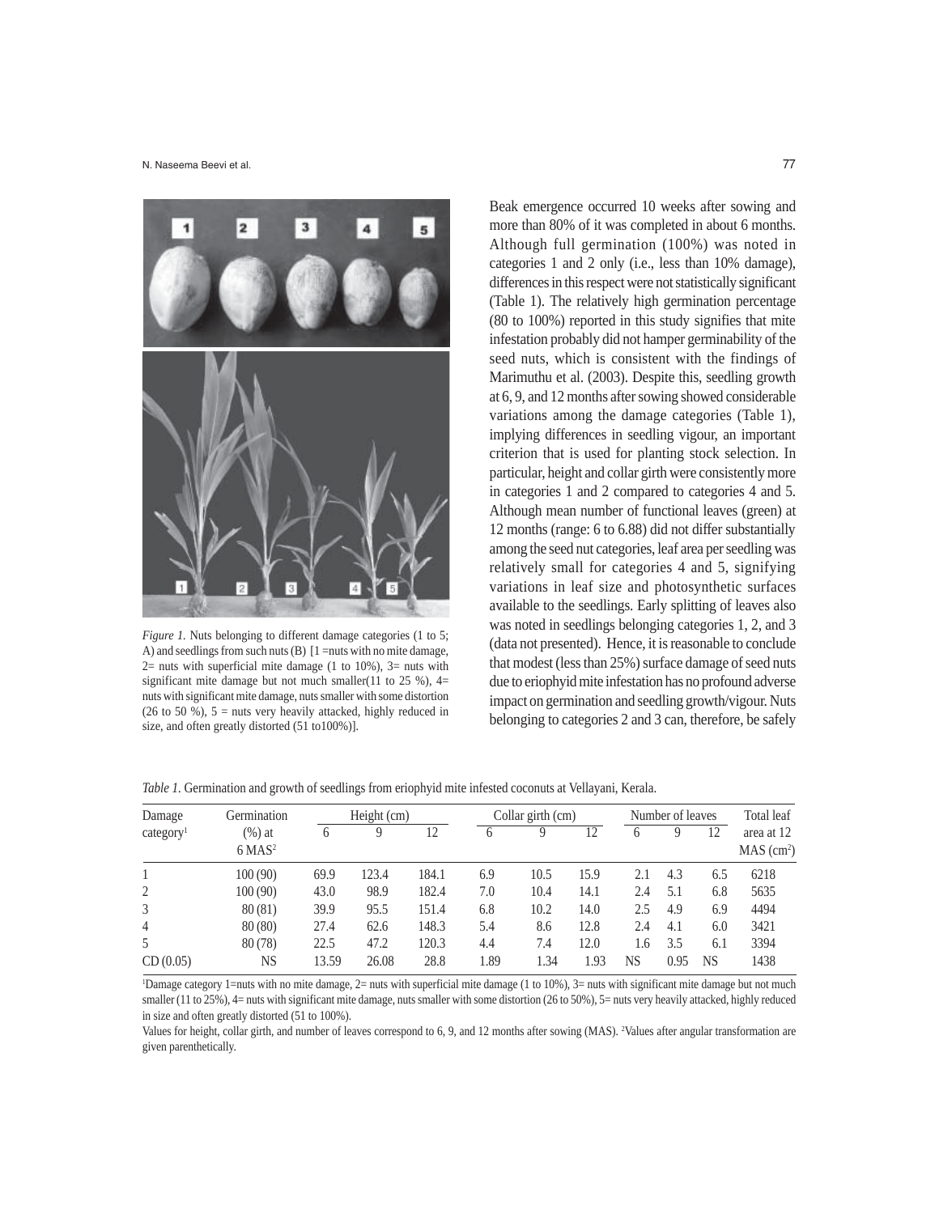*Figure 1.* Nuts belonging to different damage categories (1 to 5; A) and seedlings from such nuts (B) [1 =nuts with no mite damage, 2= nuts with superficial mite damage (1 to 10%), 3= nuts with significant mite damage but not much smaller(11 to 25 %), 4= nuts with significant mite damage, nuts smaller with some distortion (26 to 50 %), 5 = nuts very heavily attacked, highly reduced in size, and often greatly distorted (51 to100%)].

Beak emergence occurred 10 weeks after sowing and more than 80% of it was completed in about 6 months. Although full germination (100%) was noted in categories 1 and 2 only (i.e., less than 10% damage), differences in this respect were not statistically significant (Table 1). The relatively high germination percentage (80 to 100%) reported in this study signifies that mite infestation probably did not hamper germinability of the seed nuts, which is consistent with the findings of Marimuthu et al. (2003). Despite this, seedling growth at 6, 9, and 12 months after sowing showed considerable variations among the damage categories (Table 1), implying differences in seedling vigour, an important criterion that is used for planting stock selection. In particular, height and collar girth were consistently more in categories 1 and 2 compared to categories 4 and 5. Although mean number of functional leaves (green) at 12 months (range: 6 to 6.88) did not differ substantially among the seed nut categories, leaf area per seedling was relatively small for categories 4 and 5, signifying variations in leaf size and photosynthetic surfaces available to the seedlings. Early splitting of leaves also was noted in seedlings belonging categories 1, 2, and 3 (data not presented). Hence, it is reasonable to conclude that modest (less than 25%) surface damage of seed nuts due to eriophyid mite infestation has no profound adverse impact on germination and seedling growth/vigour. Nuts belonging to categories 2 and 3 can, therefore, be safely

*Table 1.* Germination and growth of seedlings from eriophyid mite infested coconuts at Vellayani, Kerala.

| Damage category[1] | Germination (%) at 6 MAS[2] | Height (cm) | | | Collar girth (cm) | | | Number of leaves | | | Total leaf area at 12 MAS ($cm^2$) |
|---|---|---|---|---|---|---|---|---|---|---|---|
| | | 6 | 9 | 12 | 6 | 9 | 12 | 6 | 9 | 12 | |
| 1 | 100 (90) | 69.9 | 123.4 | 184.1 | 6.9 | 10.5 | 15.9 | 2.1 | 4.3 | 6.5 | 6218 |
| 2 | 100 (90) | 43.0 | 98.9 | 182.4 | 7.0 | 10.4 | 14.1 | 2.4 | 5.1 | 6.8 | 5635 |
| 3 | 80 (81) | 39.9 | 95.5 | 151.4 | 6.8 | 10.2 | 14.0 | 2.5 | 4.9 | 6.9 | 4494 |
| 4 | 80 (80) | 27.4 | 62.6 | 148.3 | 5.4 | 8.6 | 12.8 | 2.4 | 4.1 | 6.0 | 3421 |
| 5 | 80 (78) | 22.5 | 47.2 | 120.3 | 4.4 | 7.4 | 12.0 | 1.6 | 3.5 | 6.1 | 3394 |
| CD (0.05) | NS | 13.59 | 26.08 | 28.8 | 1.89 | 1.34 | 1.93 | NS | 0.95 | NS | 1438 |

[1]Damage category 1=nuts with no mite damage, 2= nuts with superficial mite damage (1 to 10%), 3= nuts with significant mite damage but not much smaller (11 to 25%), 4= nuts with significant mite damage, nuts smaller with some distortion (26 to 50%), 5= nuts very heavily attacked, highly reduced in size and often greatly distorted (51 to 100%).

Values for height, collar girth, and number of leaves correspond to 6, 9, and 12 months after sowing (MAS). [2]Values after angular transformation are given parenthetically.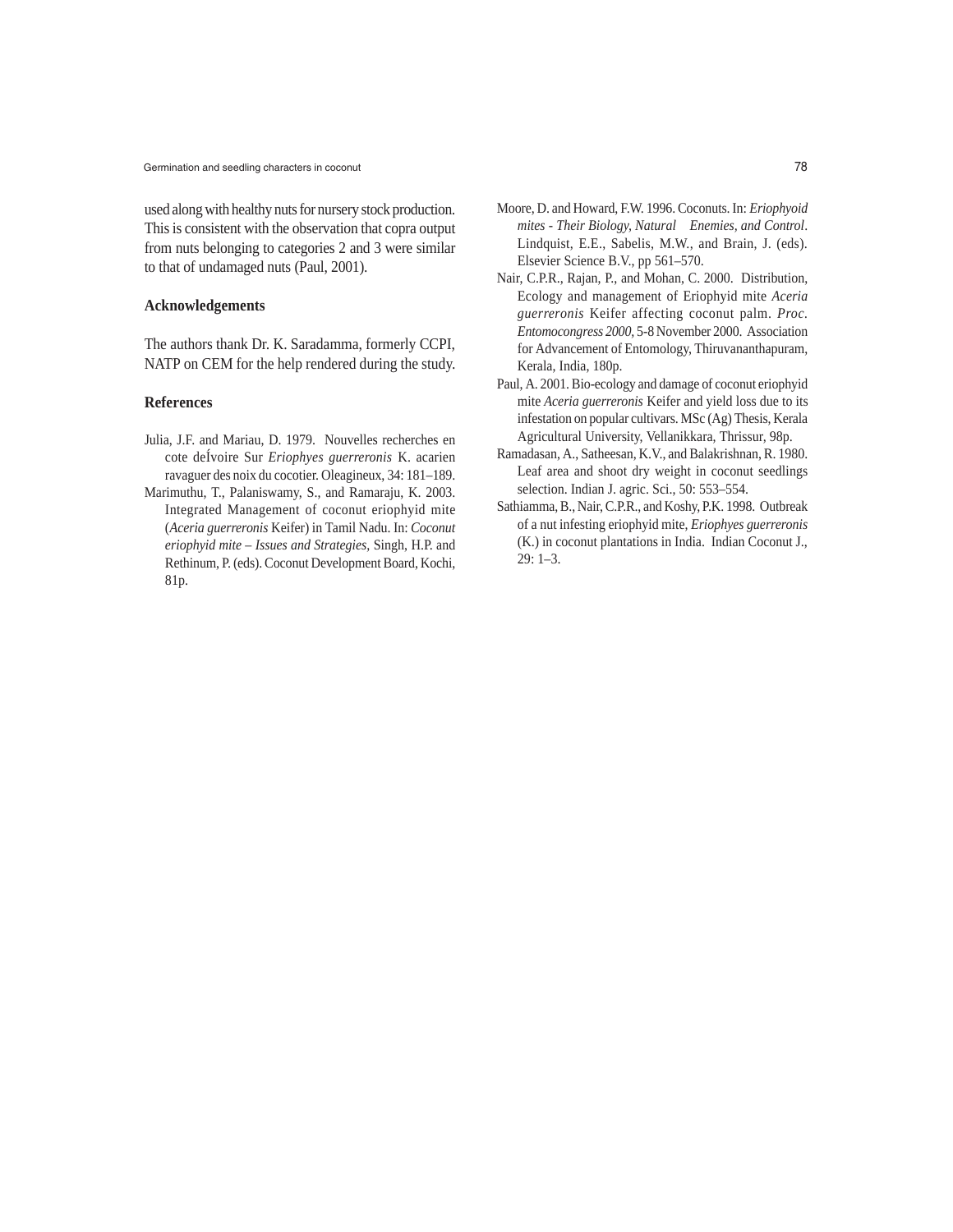used along with healthy nuts for nursery stock production. This is consistent with the observation that copra output from nuts belonging to categories 2 and 3 were similar to that of undamaged nuts (Paul, 2001).

## Acknowledgements

The authors thank Dr. K. Saradamma, formerly CCPI, NATP on CEM for the help rendered during the study.

## References

Julia, J.F. and Mariau, D. 1979. Nouvelles recherches en cote deÍvoire Sur *Eriophyes guerreronis* K. acarien ravaguer des noix du cocotier. Oleagineux, 34: 181–189.

Marimuthu, T., Palaniswamy, S., and Ramaraju, K. 2003. Integrated Management of coconut eriophyid mite (*Aceria guerreronis* Keifer) in Tamil Nadu. In: *Coconut eriophyid mite – Issues and Strategies*, Singh, H.P. and Rethinum, P. (eds). Coconut Development Board, Kochi, 81p.

Moore, D. and Howard, F.W. 1996. Coconuts. In: *Eriophyoid mites - Their Biology, Natural Enemies, and Control*. Lindquist, E.E., Sabelis, M.W., and Brain, J. (eds). Elsevier Science B.V., pp 561–570.

Nair, C.P.R., Rajan, P., and Mohan, C. 2000. Distribution, Ecology and management of Eriophyid mite *Aceria guerreronis* Keifer affecting coconut palm. *Proc. Entomocongress 2000*, 5-8 November 2000. Association for Advancement of Entomology, Thiruvananthapuram, Kerala, India, 180p.

Paul, A. 2001. Bio-ecology and damage of coconut eriophyid mite *Aceria guerreronis* Keifer and yield loss due to its infestation on popular cultivars. MSc (Ag) Thesis, Kerala Agricultural University, Vellanikkara, Thrissur, 98p.

Ramadasan, A., Satheesan, K.V., and Balakrishnan, R. 1980. Leaf area and shoot dry weight in coconut seedlings selection. Indian J. agric. Sci., 50: 553–554.

Sathiamma, B., Nair, C.P.R., and Koshy, P.K. 1998. Outbreak of a nut infesting eriophyid mite, *Eriophyes guerreronis* (K.) in coconut plantations in India. Indian Coconut J., 29: 1–3.